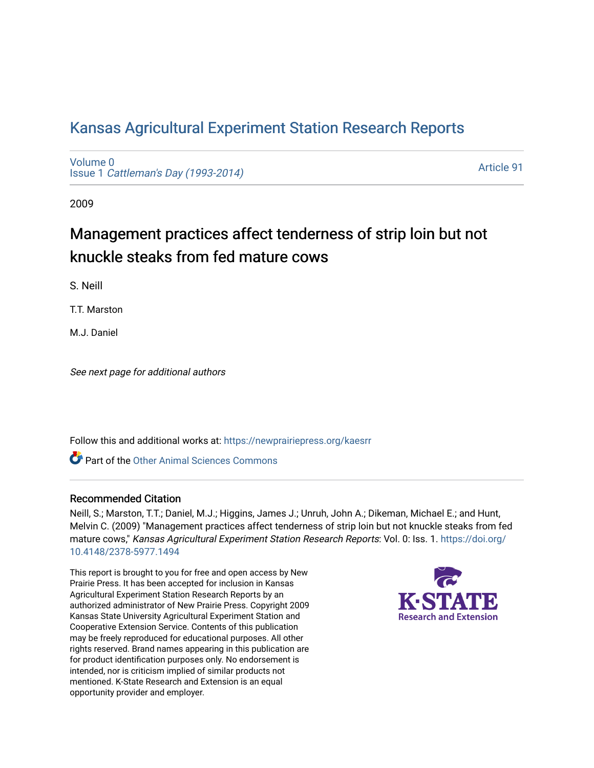# Kansas Agricultural Experiment Station Research Reports

Volume 0
Issue 1 *Cattleman's Day (1993-2014)*

Article 91

2009

## Management practices affect tenderness of strip loin but not knuckle steaks from fed mature cows

S. Neill

T.T. Marston

M.J. Daniel

*See next page for additional authors*

Follow this and additional works at: https://newprairiepress.org/kaesrr

Part of the Other Animal Sciences Commons

### Recommended Citation

Neill, S.; Marston, T.T.; Daniel, M.J.; Higgins, James J.; Unruh, John A.; Dikeman, Michael E.; and Hunt, Melvin C. (2009) "Management practices affect tenderness of strip loin but not knuckle steaks from fed mature cows," *Kansas Agricultural Experiment Station Research Reports*: Vol. 0: Iss. 1. https://doi.org/10.4148/2378-5977.1494

This report is brought to you for free and open access by New Prairie Press. It has been accepted for inclusion in Kansas Agricultural Experiment Station Research Reports by an authorized administrator of New Prairie Press. Copyright 2009 Kansas State University Agricultural Experiment Station and Cooperative Extension Service. Contents of this publication may be freely reproduced for educational purposes. All other rights reserved. Brand names appearing in this publication are for product identification purposes only. No endorsement is intended, nor is criticism implied of similar products not mentioned. K-State Research and Extension is an equal opportunity provider and employer.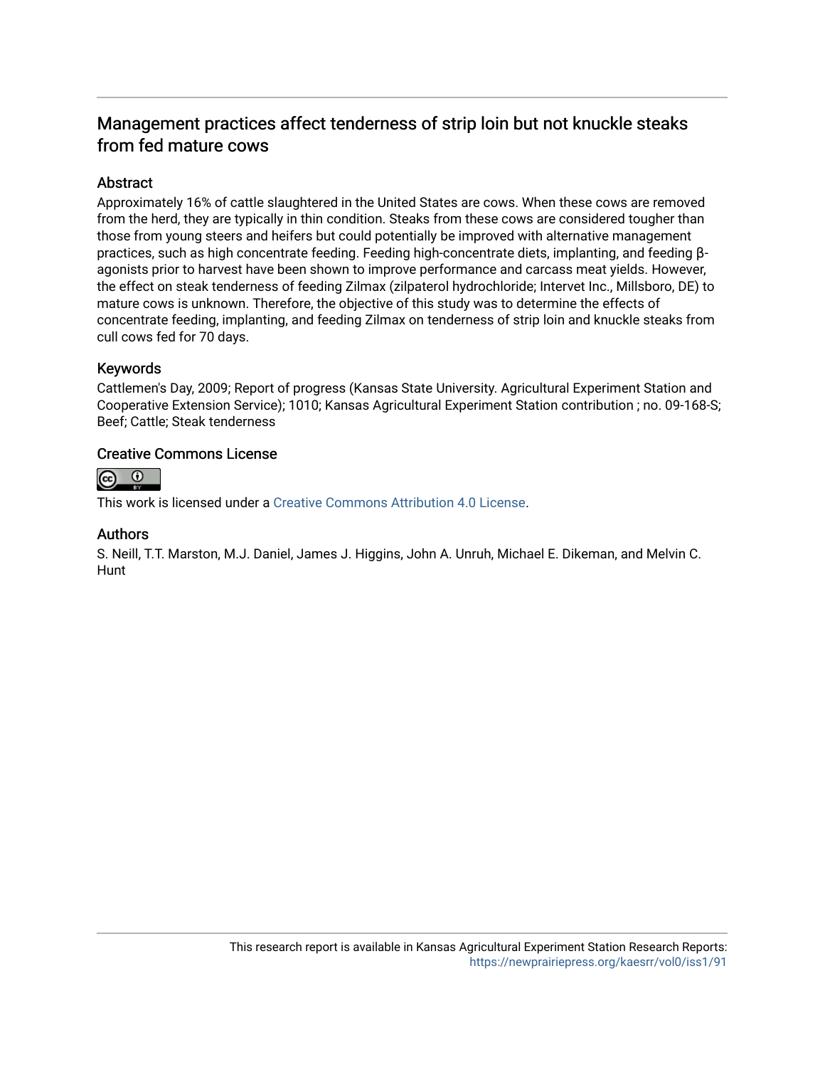# Management practices affect tenderness of strip loin but not knuckle steaks from fed mature cows

## Abstract

Approximately 16% of cattle slaughtered in the United States are cows. When these cows are removed from the herd, they are typically in thin condition. Steaks from these cows are considered tougher than those from young steers and heifers but could potentially be improved with alternative management practices, such as high concentrate feeding. Feeding high-concentrate diets, implanting, and feeding β-agonists prior to harvest have been shown to improve performance and carcass meat yields. However, the effect on steak tenderness of feeding Zilmax (zilpaterol hydrochloride; Intervet Inc., Millsboro, DE) to mature cows is unknown. Therefore, the objective of this study was to determine the effects of concentrate feeding, implanting, and feeding Zilmax on tenderness of strip loin and knuckle steaks from cull cows fed for 70 days.

## Keywords

Cattlemen's Day, 2009; Report of progress (Kansas State University. Agricultural Experiment Station and Cooperative Extension Service); 1010; Kansas Agricultural Experiment Station contribution ; no. 09-168-S; Beef; Cattle; Steak tenderness

## Creative Commons License

This work is licensed under a Creative Commons Attribution 4.0 License.

## Authors

S. Neill, T.T. Marston, M.J. Daniel, James J. Higgins, John A. Unruh, Michael E. Dikeman, and Melvin C. Hunt

This research report is available in Kansas Agricultural Experiment Station Research Reports: https://newprairiepress.org/kaesrr/vol0/iss1/91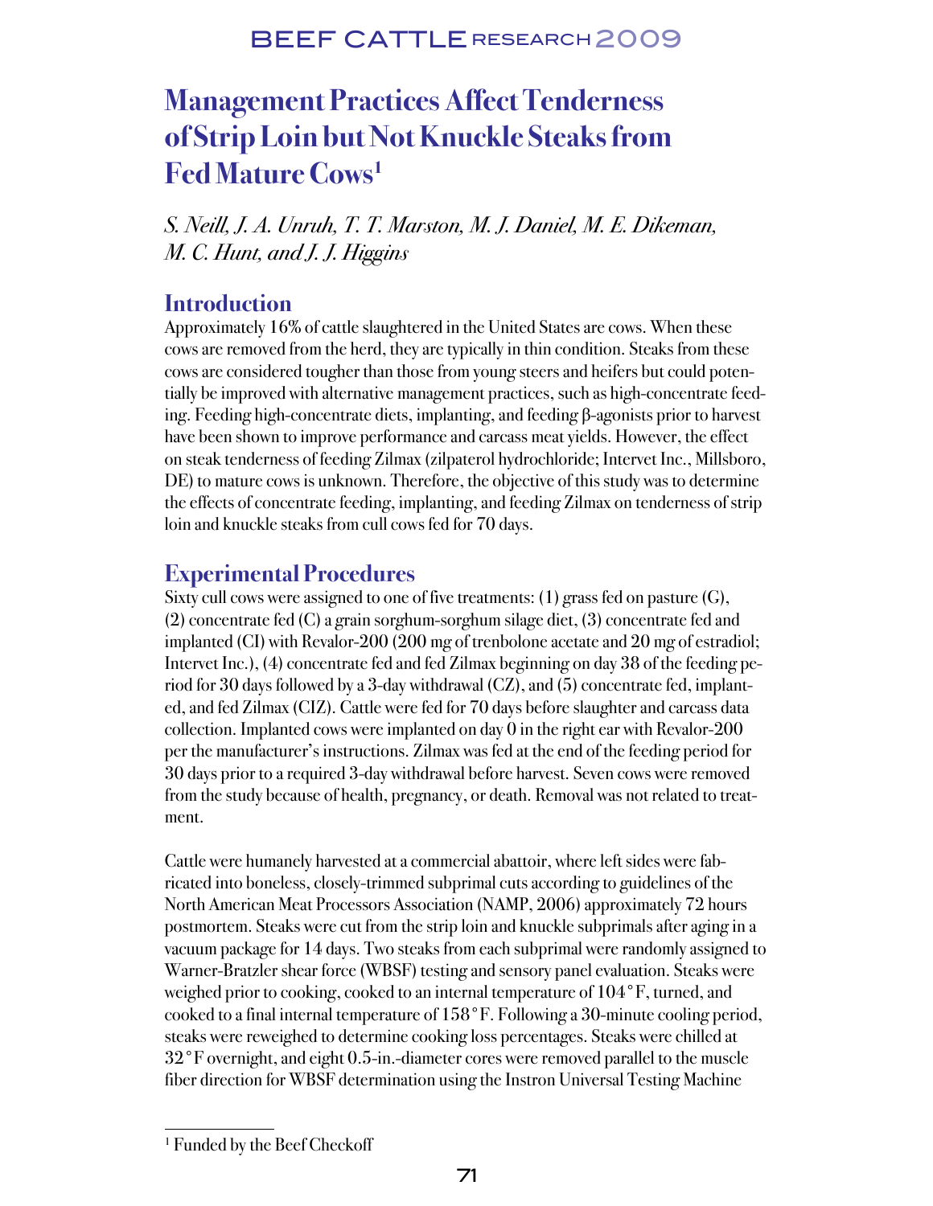# Management Practices Affect Tenderness of Strip Loin but Not Knuckle Steaks from Fed Mature Cows[1]

*S. Neill, J. A. Unruh, T. T. Marston, M. J. Daniel, M. E. Dikeman, M. C. Hunt, and J. J. Higgins*

## Introduction

Approximately 16% of cattle slaughtered in the United States are cows. When these cows are removed from the herd, they are typically in thin condition. Steaks from these cows are considered tougher than those from young steers and heifers but could potentially be improved with alternative management practices, such as high-concentrate feeding. Feeding high-concentrate diets, implanting, and feeding β-agonists prior to harvest have been shown to improve performance and carcass meat yields. However, the effect on steak tenderness of feeding Zilmax (zilpaterol hydrochloride; Intervet Inc., Millsboro, DE) to mature cows is unknown. Therefore, the objective of this study was to determine the effects of concentrate feeding, implanting, and feeding Zilmax on tenderness of strip loin and knuckle steaks from cull cows fed for 70 days.

## Experimental Procedures

Sixty cull cows were assigned to one of five treatments: (1) grass fed on pasture (G), (2) concentrate fed (C) a grain sorghum-sorghum silage diet, (3) concentrate fed and implanted (CI) with Revalor-200 (200 mg of trenbolone acetate and 20 mg of estradiol; Intervet Inc.), (4) concentrate fed and fed Zilmax beginning on day 38 of the feeding period for 30 days followed by a 3-day withdrawal (CZ), and (5) concentrate fed, implanted, and fed Zilmax (CIZ). Cattle were fed for 70 days before slaughter and carcass data collection. Implanted cows were implanted on day 0 in the right ear with Revalor-200 per the manufacturer's instructions. Zilmax was fed at the end of the feeding period for 30 days prior to a required 3-day withdrawal before harvest. Seven cows were removed from the study because of health, pregnancy, or death. Removal was not related to treatment.

Cattle were humanely harvested at a commercial abattoir, where left sides were fabricated into boneless, closely-trimmed subprimal cuts according to guidelines of the North American Meat Processors Association (NAMP, 2006) approximately 72 hours postmortem. Steaks were cut from the strip loin and knuckle subprimals after aging in a vacuum package for 14 days. Two steaks from each subprimal were randomly assigned to Warner-Bratzler shear force (WBSF) testing and sensory panel evaluation. Steaks were weighed prior to cooking, cooked to an internal temperature of 104°F, turned, and cooked to a final internal temperature of 158°F. Following a 30-minute cooling period, steaks were reweighed to determine cooking loss percentages. Steaks were chilled at 32°F overnight, and eight 0.5-in.-diameter cores were removed parallel to the muscle fiber direction for WBSF determination using the Instron Universal Testing Machine

[1] Funded by the Beef Checkoff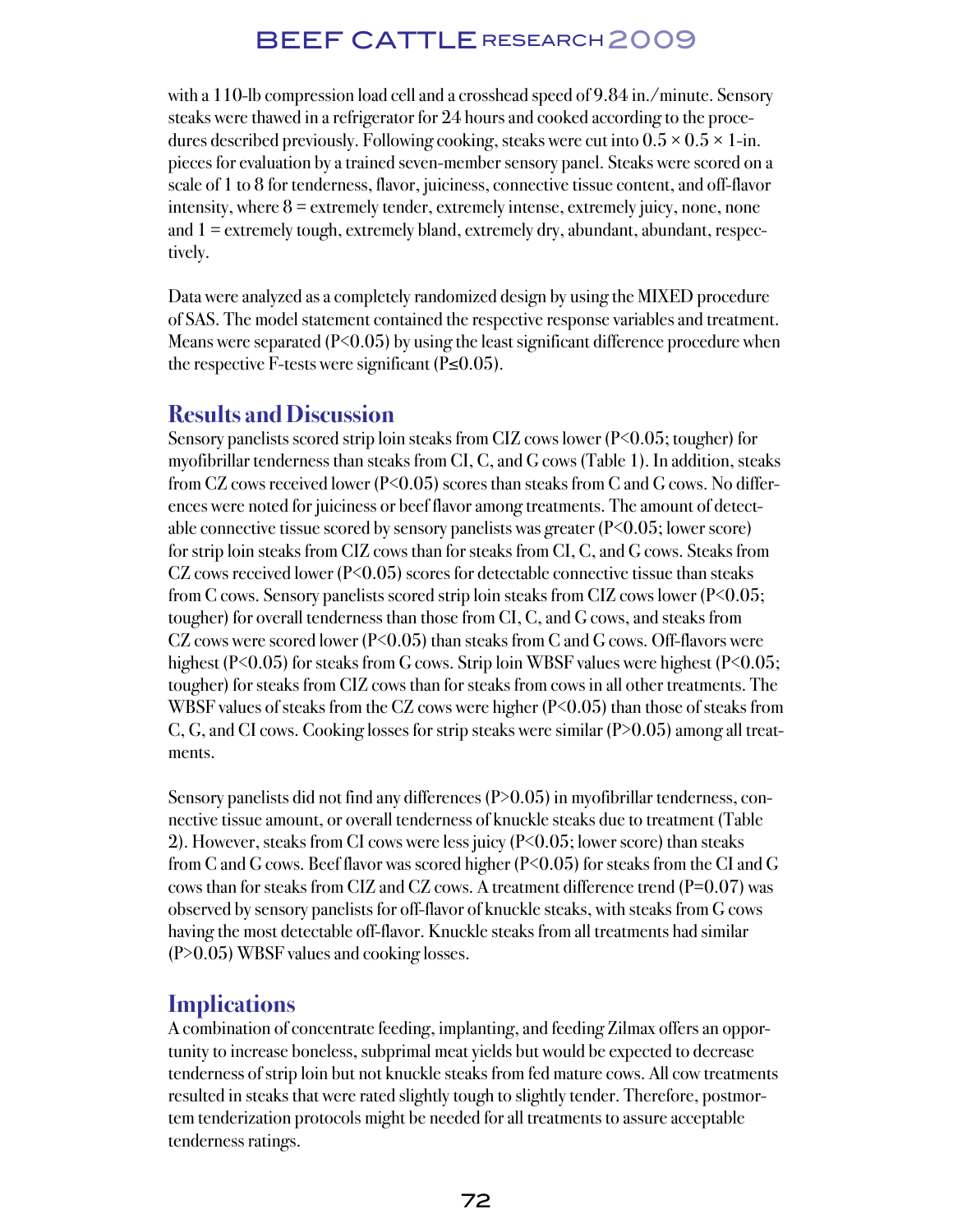with a 110-lb compression load cell and a crosshead speed of 9.84 in./minute. Sensory steaks were thawed in a refrigerator for 24 hours and cooked according to the procedures described previously. Following cooking, steaks were cut into 0.5 × 0.5 × 1-in. pieces for evaluation by a trained seven-member sensory panel. Steaks were scored on a scale of 1 to 8 for tenderness, flavor, juiciness, connective tissue content, and off-flavor intensity, where 8 = extremely tender, extremely intense, extremely juicy, none, none and 1 = extremely tough, extremely bland, extremely dry, abundant, abundant, respectively.

Data were analyzed as a completely randomized design by using the MIXED procedure of SAS. The model statement contained the respective response variables and treatment. Means were separated ($P<0.05$) by using the least significant difference procedure when the respective F-tests were significant ($P\leq0.05$).

## Results and Discussion

Sensory panelists scored strip loin steaks from CIZ cows lower ($P<0.05$; tougher) for myofibrillar tenderness than steaks from CI, C, and G cows (Table 1). In addition, steaks from CZ cows received lower ($P<0.05$) scores than steaks from C and G cows. No differences were noted for juiciness or beef flavor among treatments. The amount of detectable connective tissue scored by sensory panelists was greater ($P<0.05$; lower score) for strip loin steaks from CIZ cows than for steaks from CI, C, and G cows. Steaks from CZ cows received lower ($P<0.05$) scores for detectable connective tissue than steaks from C cows. Sensory panelists scored strip loin steaks from CIZ cows lower ($P<0.05$; tougher) for overall tenderness than those from CI, C, and G cows, and steaks from CZ cows were scored lower ($P<0.05$) than steaks from C and G cows. Off-flavors were highest ($P<0.05$) for steaks from G cows. Strip loin WBSF values were highest ($P<0.05$; tougher) for steaks from CIZ cows than for steaks from cows in all other treatments. The WBSF values of steaks from the CZ cows were higher ($P<0.05$) than those of steaks from C, G, and CI cows. Cooking losses for strip steaks were similar ($P>0.05$) among all treatments.

Sensory panelists did not find any differences ($P>0.05$) in myofibrillar tenderness, connective tissue amount, or overall tenderness of knuckle steaks due to treatment (Table 2). However, steaks from CI cows were less juicy ($P<0.05$; lower score) than steaks from C and G cows. Beef flavor was scored higher ($P<0.05$) for steaks from the CI and G cows than for steaks from CIZ and CZ cows. A treatment difference trend ($P=0.07$) was observed by sensory panelists for off-flavor of knuckle steaks, with steaks from G cows having the most detectable off-flavor. Knuckle steaks from all treatments had similar ($P>0.05$) WBSF values and cooking losses.

## Implications

A combination of concentrate feeding, implanting, and feeding Zilmax offers an opportunity to increase boneless, subprimal meat yields but would be expected to decrease tenderness of strip loin but not knuckle steaks from fed mature cows. All cow treatments resulted in steaks that were rated slightly tough to slightly tender. Therefore, postmortem tenderization protocols might be needed for all treatments to assure acceptable tenderness ratings.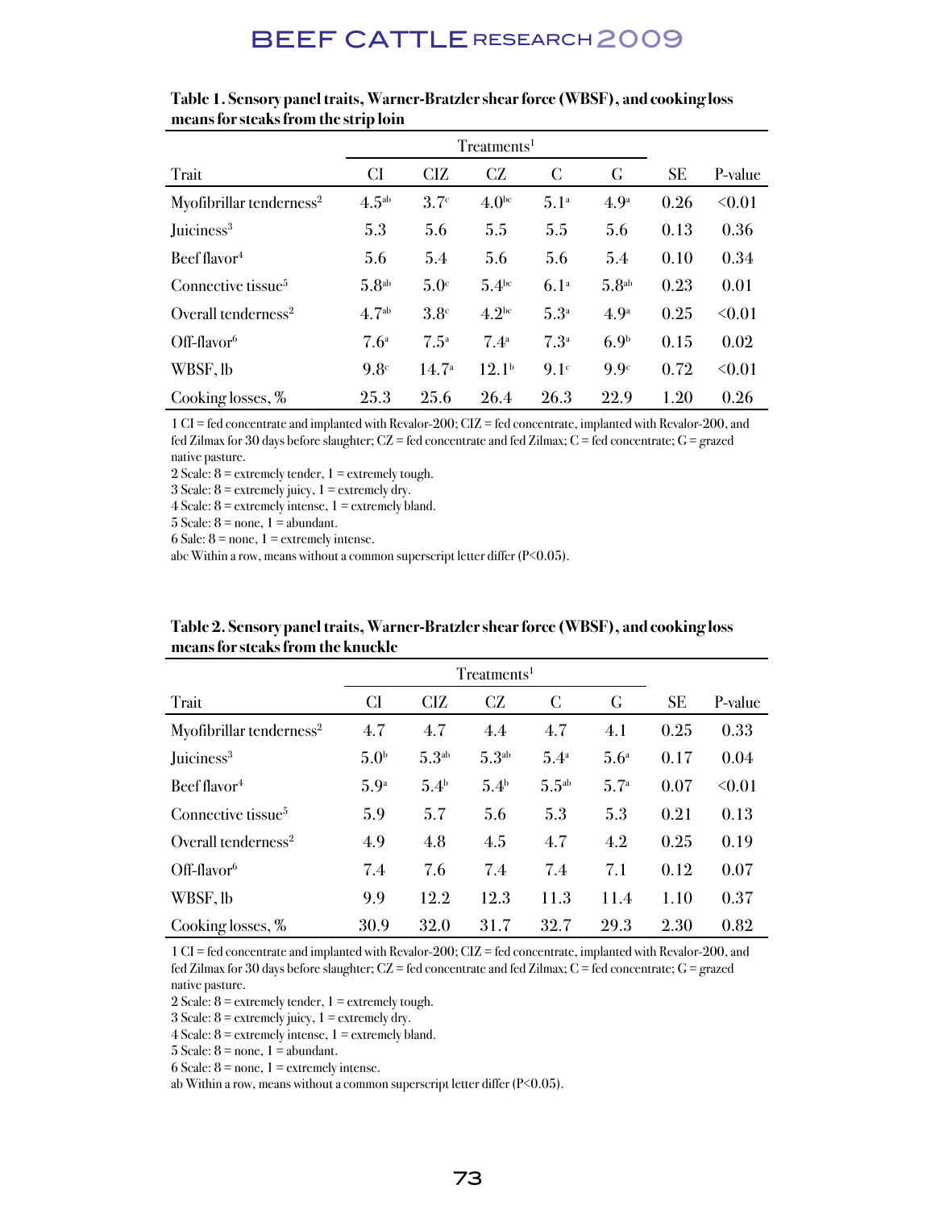**Table 1. Sensory panel traits, Warner-Bratzler shear force (WBSF), and cooking loss means for steaks from the strip loin**

| | Treatments[1] | | | | | | |
|---|---|---|---|---|---|---|---|
| Trait | CI | CIZ | CZ | C | G | SE | P-value |
| Myofibrillar tenderness[2] | 4.5[ab] | 3.7[c] | 4.0[bc] | 5.1[a] | 4.9[a] | 0.26 | <0.01 |
| Juiciness[3] | 5.3 | 5.6 | 5.5 | 5.5 | 5.6 | 0.13 | 0.36 |
| Beef flavor[4] | 5.6 | 5.4 | 5.6 | 5.6 | 5.4 | 0.10 | 0.34 |
| Connective tissue[5] | 5.8[ab] | 5.0[c] | 5.4[bc] | 6.1[a] | 5.8[ab] | 0.23 | 0.01 |
| Overall tenderness[2] | 4.7[ab] | 3.8[c] | 4.2[bc] | 5.3[a] | 4.9[a] | 0.25 | <0.01 |
| Off-flavor[6] | 7.6[a] | 7.5[a] | 7.4[a] | 7.3[a] | 6.9[b] | 0.15 | 0.02 |
| WBSF, lb | 9.8[c] | 14.7[a] | 12.1[b] | 9.1[c] | 9.9[c] | 0.72 | <0.01 |
| Cooking losses, % | 25.3 | 25.6 | 26.4 | 26.3 | 22.9 | 1.20 | 0.26 |

1 CI = fed concentrate and implanted with Revalor-200; CIZ = fed concentrate, implanted with Revalor-200, and fed Zilmax for 30 days before slaughter; CZ = fed concentrate and fed Zilmax; C = fed concentrate; G = grazed native pasture.
2 Scale: 8 = extremely tender, 1 = extremely tough.
3 Scale: 8 = extremely juicy, 1 = extremely dry.
4 Scale: 8 = extremely intense, 1 = extremely bland.
5 Scale: 8 = none, 1 = abundant.
6 Sale: 8 = none, 1 = extremely intense.
abc Within a row, means without a common superscript letter differ (P<0.05).

**Table 2. Sensory panel traits, Warner-Bratzler shear force (WBSF), and cooking loss means for steaks from the knuckle**

| | Treatments[1] | | | | | | |
|---|---|---|---|---|---|---|---|
| Trait | CI | CIZ | CZ | C | G | SE | P-value |
| Myofibrillar tenderness[2] | 4.7 | 4.7 | 4.4 | 4.7 | 4.1 | 0.25 | 0.33 |
| Juiciness[3] | 5.0[b] | 5.3[ab] | 5.3[ab] | 5.4[a] | 5.6[a] | 0.17 | 0.04 |
| Beef flavor[4] | 5.9[a] | 5.4[b] | 5.4[b] | 5.5[ab] | 5.7[a] | 0.07 | <0.01 |
| Connective tissue[5] | 5.9 | 5.7 | 5.6 | 5.3 | 5.3 | 0.21 | 0.13 |
| Overall tenderness[2] | 4.9 | 4.8 | 4.5 | 4.7 | 4.2 | 0.25 | 0.19 |
| Off-flavor[6] | 7.4 | 7.6 | 7.4 | 7.4 | 7.1 | 0.12 | 0.07 |
| WBSF, lb | 9.9 | 12.2 | 12.3 | 11.3 | 11.4 | 1.10 | 0.37 |
| Cooking losses, % | 30.9 | 32.0 | 31.7 | 32.7 | 29.3 | 2.30 | 0.82 |

1 CI = fed concentrate and implanted with Revalor-200; CIZ = fed concentrate, implanted with Revalor-200, and fed Zilmax for 30 days before slaughter; CZ = fed concentrate and fed Zilmax; C = fed concentrate; G = grazed native pasture.
2 Scale: 8 = extremely tender, 1 = extremely tough.
3 Scale: 8 = extremely juicy, 1 = extremely dry.
4 Scale: 8 = extremely intense, 1 = extremely bland.
5 Scale: 8 = none, 1 = abundant.
6 Scale: 8 = none, 1 = extremely intense.
ab Within a row, means without a common superscript letter differ (P<0.05).